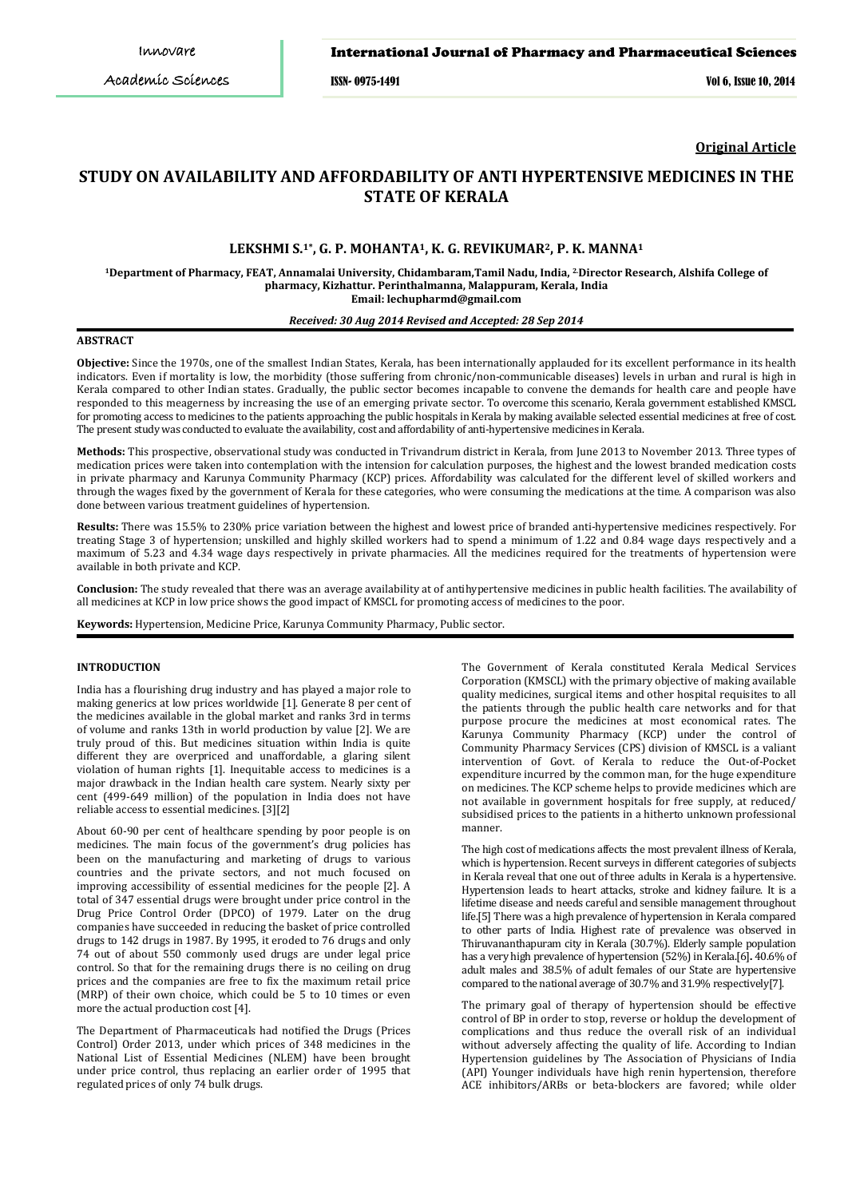**Original Article**

# STUDY ON AVAILABILITY AND AFFORDABILITY OF ANTI HYPERTENSIVE MEDICINES IN THE STATE OF KERALA

**LEKSHMI S.[1*], G. P. MOHANTA[1], K. G. REVIKUMAR[2], P. K. MANNA[1]**

**[1]Department of Pharmacy, FEAT, Annamalai University, Chidambaram,Tamil Nadu, India, [2]Director Research, Alshifa College of pharmacy, Kizhattur. Perinthalmanna, Malappuram, Kerala, India**
**Email: lechupharmd@gmail.com**

***Received: 30 Aug 2014 Revised and Accepted: 28 Sep 2014***

## ABSTRACT

**Objective:** Since the 1970s, one of the smallest Indian States, Kerala, has been internationally applauded for its excellent performance in its health indicators. Even if mortality is low, the morbidity (those suffering from chronic/non-communicable diseases) levels in urban and rural is high in Kerala compared to other Indian states. Gradually, the public sector becomes incapable to convene the demands for health care and people have responded to this meagerness by increasing the use of an emerging private sector. To overcome this scenario, Kerala government established KMSCL for promoting access to medicines to the patients approaching the public hospitals in Kerala by making available selected essential medicines at free of cost. The present study was conducted to evaluate the availability, cost and affordability of anti-hypertensive medicines in Kerala.

**Methods:** This prospective, observational study was conducted in Trivandrum district in Kerala, from June 2013 to November 2013. Three types of medication prices were taken into contemplation with the intension for calculation purposes, the highest and the lowest branded medication costs in private pharmacy and Karunya Community Pharmacy (KCP) prices. Affordability was calculated for the different level of skilled workers and through the wages fixed by the government of Kerala for these categories, who were consuming the medications at the time. A comparison was also done between various treatment guidelines of hypertension.

**Results:** There was 15.5% to 230% price variation between the highest and lowest price of branded anti-hypertensive medicines respectively. For treating Stage 3 of hypertension; unskilled and highly skilled workers had to spend a minimum of 1.22 and 0.84 wage days respectively and a maximum of 5.23 and 4.34 wage days respectively in private pharmacies. All the medicines required for the treatments of hypertension were available in both private and KCP.

**Conclusion:** The study revealed that there was an average availability at of antihypertensive medicines in public health facilities. The availability of all medicines at KCP in low price shows the good impact of KMSCL for promoting access of medicines to the poor.

**Keywords:** Hypertension, Medicine Price, Karunya Community Pharmacy, Public sector.

## INTRODUCTION

India has a flourishing drug industry and has played a major role to making generics at low prices worldwide [1]. Generate 8 per cent of the medicines available in the global market and ranks 3rd in terms of volume and ranks 13th in world production by value [2]. We are truly proud of this. But medicines situation within India is quite different they are overpriced and unaffordable, a glaring silent violation of human rights [1]. Inequitable access to medicines is a major drawback in the Indian health care system. Nearly sixty per cent (499-649 million) of the population in India does not have reliable access to essential medicines. [3][2]

About 60-90 per cent of healthcare spending by poor people is on medicines. The main focus of the government's drug policies has been on the manufacturing and marketing of drugs to various countries and the private sectors, and not much focused on improving accessibility of essential medicines for the people [2]. A total of 347 essential drugs were brought under price control in the Drug Price Control Order (DPCO) of 1979. Later on the drug companies have succeeded in reducing the basket of price controlled drugs to 142 drugs in 1987. By 1995, it eroded to 76 drugs and only 74 out of about 550 commonly used drugs are under legal price control. So that for the remaining drugs there is no ceiling on drug prices and the companies are free to fix the maximum retail price (MRP) of their own choice, which could be 5 to 10 times or even more the actual production cost [4].

The Department of Pharmaceuticals had notified the Drugs (Prices Control) Order 2013, under which prices of 348 medicines in the National List of Essential Medicines (NLEM) have been brought under price control, thus replacing an earlier order of 1995 that regulated prices of only 74 bulk drugs.

The Government of Kerala constituted Kerala Medical Services Corporation (KMSCL) with the primary objective of making available quality medicines, surgical items and other hospital requisites to all the patients through the public health care networks and for that purpose procure the medicines at most economical rates. The Karunya Community Pharmacy (KCP) under the control of Community Pharmacy Services (CPS) division of KMSCL is a valiant intervention of Govt. of Kerala to reduce the Out-of-Pocket expenditure incurred by the common man, for the huge expenditure on medicines. The KCP scheme helps to provide medicines which are not available in government hospitals for free supply, at reduced/ subsidised prices to the patients in a hitherto unknown professional manner.

The high cost of medications affects the most prevalent illness of Kerala, which is hypertension. Recent surveys in different categories of subjects in Kerala reveal that one out of three adults in Kerala is a hypertensive. Hypertension leads to heart attacks, stroke and kidney failure. It is a lifetime disease and needs careful and sensible management throughout life.[5] There was a high prevalence of hypertension in Kerala compared to other parts of India. Highest rate of prevalence was observed in Thiruvananthapuram city in Kerala (30.7%). Elderly sample population has a very high prevalence of hypertension (52%) in Kerala.[6]. 40.6% of adult males and 38.5% of adult females of our State are hypertensive compared to the national average of 30.7% and 31.9% respectively[7].

The primary goal of therapy of hypertension should be effective control of BP in order to stop, reverse or holdup the development of complications and thus reduce the overall risk of an individual without adversely affecting the quality of life. According to Indian Hypertension guidelines by The Association of Physicians of India (API) Younger individuals have high renin hypertension, therefore ACE inhibitors/ARBs or beta-blockers are favored; while older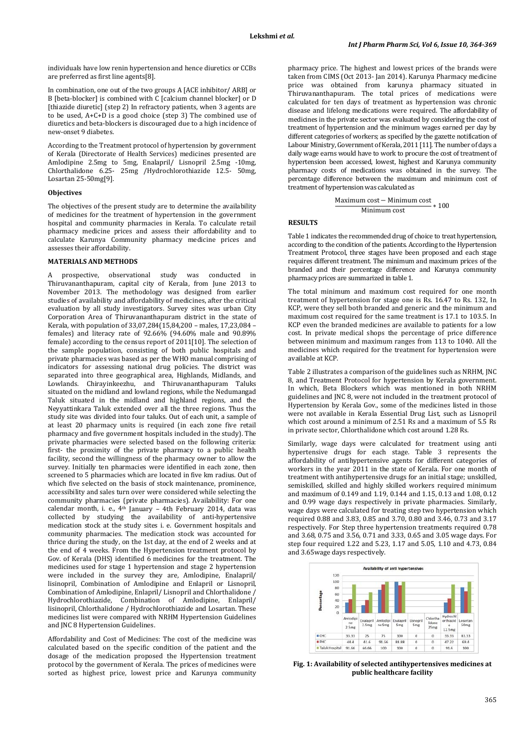individuals have low renin hypertension and hence diuretics or CCBs are preferred as first line agents[8].

In combination, one out of the two groups A [ACE inhibitor/ ARB] or B [beta-blocker] is combined with C [calcium channel blocker] or D [thiazide diuretic] (step 2) In refractory patients, when 3 agents are to be used, A+C+D is a good choice (step 3) The combined use of diuretics and beta-blockers is discouraged due to a high incidence of new-onset 9 diabetes.

According to the Treatment protocol of hypertension by government of Kerala (Directorate of Health Services) medicines presented are Amlodipine 2.5mg to 5mg, Enalapril/ Lisnopril 2.5mg -10mg, Chlorthalidone 6.25- 25mg /Hydrochlorothiazide 12.5- 50mg, Losartan 25-50mg[9].

### Objectives

The objectives of the present study are to determine the availability of medicines for the treatment of hypertension in the government hospital and community pharmacies in Kerala. To calculate retail pharmacy medicine prices and assess their affordability and to calculate Karunya Community pharmacy medicine prices and assesses their affordability.

## MATERIALS AND METHODS

A prospective, observational study was conducted in Thiruvananthapuram, capital city of Kerala, from June 2013 to November 2013. The methodology was designed from earlier studies of availability and affordability of medicines, after the critical evaluation by all study investigators. Survey sites was urban City Corporation Area of Thiruvananthapuram district in the state of Kerala, with population of 33,07,284(15,84,200 – males, 17,23,084 – females) and literacy rate of 92.66% (94.60% male and 90.89% female) according to the census report of 2011[10]. The selection of the sample population, consisting of both public hospitals and private pharmacies was based as per the WHO manual comprising of indicators for assessing national drug policies. The district was separated into three geographical area, Highlands, Midlands, and Lowlands. Chirayinkeezhu, and Thiruvananthapuram Taluks situated on the midland and lowland regions, while the Nedumangad Taluk situated in the midland and highland regions, and the Neyyattinkara Taluk extended over all the three regions. Thus the study site was divided into four taluks. Out of each unit, a sample of at least 20 pharmacy units is required (in each zone five retail pharmacy and five government hospitals included in the study). The private pharmacies were selected based on the following criteria: first- the proximity of the private pharmacy to a public health facility, second the willingness of the pharmacy owner to allow the survey. Initially ten pharmacies were identified in each zone, then screened to 5 pharmacies which are located in five km radius. Out of which five selected on the basis of stock maintenance, prominence, accessibility and sales turn over were considered while selecting the community pharmacies (private pharmacies). Availability: For one calendar month, i. e., 4th January – 4th February 2014, data was collected by studying the availability of anti-hypertensive medication stock at the study sites i. e. Government hospitals and community pharmacies. The medication stock was accounted for thrice during the study, on the 1st day, at the end of 2 weeks and at the end of 4 weeks. From the Hypertension treatment protocol by Gov. of Kerala (DHS) identified 6 medicines for the treatment. The medicines used for stage 1 hypertension and stage 2 hypertension were included in the survey they are, Amlodipine, Enalapril/ lisinopril, Combination of Amlodipine and Enlapril or Lisnopril, Combination of Amlodipine, Enlapril/ Lisnopril and Chlorthalidone / Hydrochlorothiazide, Combination of Amlodipine, Enlapril/ lisinopril, Chlorthalidone / Hydrochlorothiazide and Losartan. These medicines list were compared with NRHM Hypertension Guidelines and JNC 8 Hypertension Guidelines.

Affordability and Cost of Medicines: The cost of the medicine was calculated based on the specific condition of the patient and the dosage of the medication proposed the Hypertension treatment protocol by the government of Kerala. The prices of medicines were sorted as highest price, lowest price and Karunya community pharmacy price. The highest and lowest prices of the brands were taken from CIMS (Oct 2013- Jan 2014). Karunya Pharmacy medicine price was obtained from karunya pharmacy situated in Thiruvananthapuram. The total prices of medications were calculated for ten days of treatment as hypertension was chronic disease and lifelong medications were required. The affordability of medicines in the private sector was evaluated by considering the cost of treatment of hypertension and the minimum wages earned per day by different categories of workers; as specified by the gazette notification of Labour Ministry, Government of Kerala, 2011 [11]. The number of days a daily wage earns would have to work to procure the cost of treatment of hypertension been accessed, lowest, highest and Karunya community pharmacy costs of medications was obtained in the survey. The percentage difference between the maximum and minimum cost of treatment of hypertension was calculated as

$$\frac{\text{Maximum cost} - \text{Minimum cost}}{\text{Minimum cost}} * 100$$

## RESULTS

Table 1 indicates the recommended drug of choice to treat hypertension, according to the condition of the patients. According to the Hypertension Treatment Protocol, three stages have been proposed and each stage requires different treatment. The minimum and maximum prices of the branded and their percentage difference and Karunya community pharmacy prices are summarized in table 1.

The total minimum and maximum cost required for one month treatment of hypertension for stage one is Rs. 16.47 to Rs. 132, In KCP, were they sell both branded and generic and the minimum and maximum cost required for the same treatment is 17.1 to 103.5. In KCP even the branded medicines are available to patients for a low cost. In private medical shops the percentage of price difference between minimum and maximum ranges from 113 to 1040. All the medicines which required for the treatment for hypertension were available at KCP.

Table 2 illustrates a comparison of the guidelines such as NRHM, JNC 8, and Treatment Protocol for hypertension by Kerala government. In which, Beta Blockers which was mentioned in both NRHM guidelines and JNC 8, were not included in the treatment protocol of Hypertension by Kerala Gov., some of the medicines listed in those were not available in Kerala Essential Drug List, such as Lisnopril which cost around a minimum of 2.51 Rs and a minimum of 5.5 Rs in private sector, Chlorthalidone which cost around 1.28 Rs.

Similarly, wage days were calculated for treatment using anti hypertensive drugs for each stage. Table 3 represents the affordability of antihypertensive agents for different categories of workers in the year 2011 in the state of Kerala. For one month of treatment with antihypertensive drugs for an initial stage; unskilled, semiskilled, skilled and highly skilled workers required minimum and maximum of 0.149 and 1.19, 0.144 and 1.15, 0.13 and 1.08, 0.12 and 0.99 wage days respectively in private pharmacies. Similarly, wage days were calculated for treating step two hypertension which required 0.88 and 3.68, 0.85 and 3.70, 0.80 and 3.46, 0.73 and 3.17 respectively. For Step three hypertension treatments required 0.78 and 3.68, 0.75 and 3.56, 0.71 and 3.33, 0.65 and 3.05 wage days. For step four required 1.22 and 5.23, 1.17 and 5.05, 1.10 and 4.73, 0.84 and 3.65wage days respectively.

**Availability of anti hypertensives**

| | Amlodipine 2.5mg | Enalapril 2.5mg | Amlodipine 5mg | Enalapril 5mg | Lisinopril 5mg | Chlorthalidone 25mg | Hydrochlorothiazide 12.5mg | Losartan 50mg |
|---|---|---|---|---|---|---|---|---|
| CHC | 33.33 | 25 | 75 | 100 | 0 | 0 | 33.33 | 83.33 |
| PHC | 44.4 | 41.6 | 91.56 | 88.88 | 0 | 0 | 47.22 | 69.4 |
| Taluk Hospital | 91.66 | 66.66 | 100 | 100 | 0 | 0 | 91.6 | 100 |

**Fig. 1: Availability of selected antihypertensives medicines at public healthcare facility**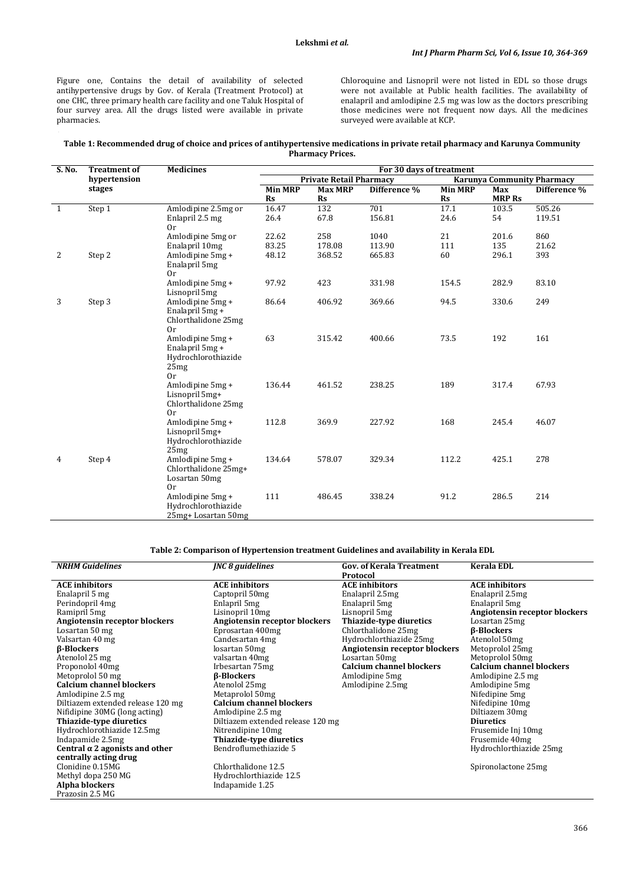Figure one, Contains the detail of availability of selected antihypertensive drugs by Gov. of Kerala (Treatment Protocol) at one CHC, three primary health care facility and one Taluk Hospital of four survey area. All the drugs listed were available in private pharmacies.

Chloroquine and Lisnopril were not listed in EDL so those drugs were not available at Public health facilities. The availability of enalapril and amlodipine 2.5 mg was low as the doctors prescribing those medicines were not frequent now days. All the medicines surveyed were available at KCP.

**Table 1: Recommended drug of choice and prices of antihypertensive medications in private retail pharmacy and Karunya Community Pharmacy Prices.**

| S. No. | Treatment of hypertension stages | Medicines | For 30 days of treatment | | | | | |
|---|---|---|---|---|---|---|---|---|
| | | | Private Retail Pharmacy | | | Karunya Community Pharmacy | | |
| | | | Min MRP Rs | Max MRP Rs | Difference % | Min MRP Rs | Max MRP Rs | Difference % |
| 1 | Step 1 | Amlodipine 2.5mg or | 16.47 | 132 | 701 | 17.1 | 103.5 | 505.26 |
| | | Enlapril 2.5 mg Or | 26.4 | 67.8 | 156.81 | 24.6 | 54 | 119.51 |
| | | Amlodipine 5mg or | 22.62 | 258 | 1040 | 21 | 201.6 | 860 |
| | | Enalapril 10mg | 83.25 | 178.08 | 113.90 | 111 | 135 | 21.62 |
| 2 | Step 2 | Amlodipine 5mg + Enalapril 5mg Or | 48.12 | 368.52 | 665.83 | 60 | 296.1 | 393 |
| | | Amlodipine 5mg + Lisnopril 5mg | 97.92 | 423 | 331.98 | 154.5 | 282.9 | 83.10 |
| 3 | Step 3 | Amlodipine 5mg + Enalapril 5mg + Chlorthalidone 25mg Or | 86.64 | 406.92 | 369.66 | 94.5 | 330.6 | 249 |
| | | Amlodipine 5mg + Enalapril 5mg + Hydrochlorothiazide 25mg Or | 63 | 315.42 | 400.66 | 73.5 | 192 | 161 |
| | | Amlodipine 5mg + Lisnopril 5mg+ Chlorthalidone 25mg Or | 136.44 | 461.52 | 238.25 | 189 | 317.4 | 67.93 |
| | | Amlodipine 5mg + Lisnopril 5mg+ Hydrochlorothiazide 25mg | 112.8 | 369.9 | 227.92 | 168 | 245.4 | 46.07 |
| 4 | Step 4 | Amlodipine 5mg + Chlorthalidone 25mg+ Losartan 50mg Or | 134.64 | 578.07 | 329.34 | 112.2 | 425.1 | 278 |
| | | Amlodipine 5mg + Hydrochlorothiazide 25mg+ Losartan 50mg | 111 | 486.45 | 338.24 | 91.2 | 286.5 | 214 |

**Table 2: Comparison of Hypertension treatment Guidelines and availability in Kerala EDL**

| *NRHM Guidelines* | *JNC 8 guidelines* | Gov. of Kerala Treatment Protocol | Kerala EDL |
|---|---|---|---|
| **ACE inhibitors** | **ACE inhibitors** | **ACE inhibitors** | **ACE inhibitors** |
| Enalapril 5 mg | Captopril 50mg | Enalapril 2.5mg | Enalapril 2.5mg |
| Perindopril 4mg | Enlapril 5mg | Enalapril 5mg | Enalapril 5mg |
| Ramipril 5mg | Lisinopril 10mg | Lisnopril 5mg | **Angiotensin receptor blockers** |
| **Angiotensin receptor blockers** | **Angiotensin receptor blockers** | **Thiazide-type diuretics** | Losartan 25mg |
| Losartan 50 mg | Eprosartan 400mg | Chlorthalidone 25mg | **β-Blockers** |
| Valsartan 40 mg | Candesartan 4mg | Hydrochlorthiazide 25mg | Atenolol 50mg |
| **β-Blockers** | losartan 50mg | **Angiotensin receptor blockers** | Metoprolol 25mg |
| Atenolol 25 mg | valsartan 40mg | Losartan 50mg | Metoprolol 50mg |
| Proponolol 40mg | Irbesartan 75mg | **Calcium channel blockers** | **Calcium channel blockers** |
| Metoprolol 50 mg | **β-Blockers** | Amlodipine 5mg | Amlodipine 2.5 mg |
| **Calcium channel blockers** | Atenolol 25mg | Amlodipine 2.5mg | Amlodipine 5mg |
| Amlodipine 2.5 mg | Metaprolol 50mg | | Nifedipine 5mg |
| Diltiazem extended release 120 mg | **Calcium channel blockers** | | Nifedipine 10mg |
| Nifidipine 30MG (long acting) | Amlodipine 2.5 mg | | Diltiazem 30mg |
| **Thiazide-type diuretics** | Diltiazem extended release 120 mg | | **Diuretics** |
| Hydrochlorothiazide 12.5mg | Nitrendipine 10mg | | Frusemide Inj 10mg |
| Indapamide 2.5mg | **Thiazide-type diuretics** | | Frusemide 40mg |
| **Central α 2 agonists and other centrally acting drug** | Bendroflumethiazide 5 | | Hydrochlorthiazide 25mg |
| Clonidine 0.15MG | Chlorthalidone 12.5 | | Spironolactone 25mg |
| Methyl dopa 250 MG | Hydrochlorthiazide 12.5 | | |
| **Alpha blockers** | Indapamide 1.25 | | |
| Prazosin 2.5 MG | | | |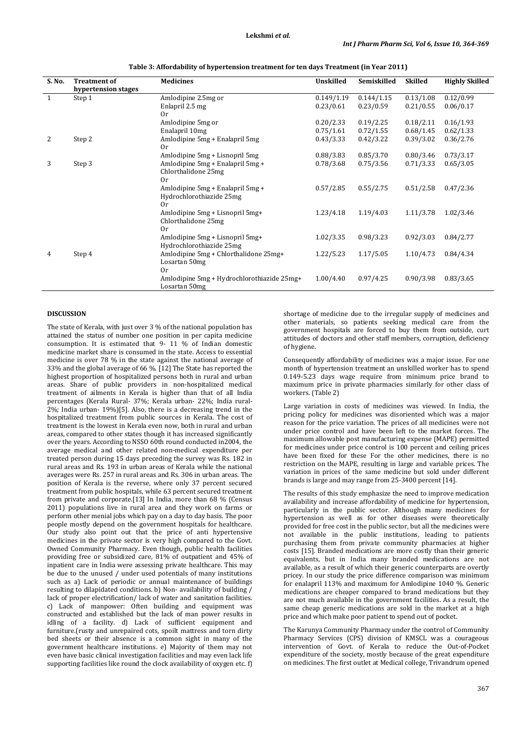**Table 3: Affordability of hypertension treatment for ten days Treatment (in Year 2011)**

| S. No. | Treatment of hypertension stages | Medicines | Unskilled | Semiskilled | Skilled | Highly Skilled |
|---|---|---|---|---|---|---|
| 1 | Step 1 | Amlodipine 2.5mg or | 0.149/1.19 | 0.144/1.15 | 0.13/1.08 | 0.12/0.99 |
| | | Enlapril 2.5 mg | 0.23/0.61 | 0.23/0.59 | 0.21/0.55 | 0.06/0.17 |
| | | Or | | | | |
| | | Amlodipine 5mg or | 0.20/2.33 | 0.19/2.25 | 0.18/2.11 | 0.16/1.93 |
| | | Enalapril 10mg | 0.75/1.61 | 0.72/1.55 | 0.68/1.45 | 0.62/1.33 |
| 2 | Step 2 | Amlodipine 5mg + Enalapril 5mg | 0.43/3.33 | 0.42/3.22 | 0.39/3.02 | 0.36/2.76 |
| | | Or | | | | |
| | | Amlodipine 5mg + Lisnopril 5mg | 0.88/3.83 | 0.85/3.70 | 0.80/3.46 | 0.73/3.17 |
| 3 | Step 3 | Amlodipine 5mg + Enalapril 5mg + Chlorthalidone 25mg | 0.78/3.68 | 0.75/3.56 | 0.71/3.33 | 0.65/3.05 |
| | | Or | | | | |
| | | Amlodipine 5mg + Enalapril 5mg + Hydrochlorothiazide 25mg | 0.57/2.85 | 0.55/2.75 | 0.51/2.58 | 0.47/2.36 |
| | | Or | | | | |
| | | Amlodipine 5mg + Lisnopril 5mg+ Chlorthalidone 25mg | 1.23/4.18 | 1.19/4.03 | 1.11/3.78 | 1.02/3.46 |
| | | Or | | | | |
| | | Amlodipine 5mg + Lisnopril 5mg+ Hydrochlorothiazide 25mg | 1.02/3.35 | 0.98/3.23 | 0.92/3.03 | 0.84/2.77 |
| 4 | Step 4 | Amlodipine 5mg + Chlorthalidone 25mg+ Losartan 50mg | 1.22/5.23 | 1.17/5.05 | 1.10/4.73 | 0.84/4.34 |
| | | Or | | | | |
| | | Amlodipine 5mg + Hydrochlorothiazide 25mg+ Losartan 50mg | 1.00/4.40 | 0.97/4.25 | 0.90/3.98 | 0.83/3.65 |

## DISCUSSION

The state of Kerala, with just over 3 % of the national population has attained the status of number one position in per capita medicine consumption. It is estimated that 9- 11 % of Indian domestic medicine market share is consumed in the state. Access to essential medicine is over 78 % in the state against the national average of 33% and the global average of 66 %. [12] The State has reported the highest proportion of hospitalized persons both in rural and urban areas. Share of public providers in non-hospitalized medical treatment of ailments in Kerala is higher than that of all India percentages (Kerala Rural- 37%; Kerala urban- 22%; India rural- 2%; India urban- 19%)[5]. Also, there is a decreasing trend in the hospitalized treatment from public sources in Kerala. The cost of treatment is the lowest in Kerala even now, both in rural and urban areas, compared to other states though it has increased significantly over the years. According to NSSO 60th round conducted in2004, the average medical and other related non-medical expenditure per treated person during 15 days preceding the survey was Rs. 182 in rural areas and Rs. 193 in urban areas of Kerala while the national averages were Rs. 257 in rural areas and Rs. 306 in urban areas. The position of Kerala is the reverse, where only 37 percent secured treatment from public hospitals, while 63 percent secured treatment from private and corporate.[13] In India, more than 68 % (Census 2011) populations live in rural area and they work on farms or perform other menial jobs which pay on a day to day basis. The poor people mostly depend on the government hospitals for healthcare. Our study also point out that the price of anti hypertensive medicines in the private sector is very high compared to the Govt. Owned Community Pharmacy. Even though, public health facilities providing free or subsidized care, 81% of outpatient and 45% of inpatient care in India were assessing private healthcare. This may be due to the unused / under used potentials of many institutions such as a) Lack of periodic or annual maintenance of buildings resulting to dilapidated conditions. b) Non- availability of building / lack of proper electrification/ lack of water and sanitation facilities. c) Lack of manpower: Often building and equipment was constructed and established but the lack of man power results in idling of a facility. d) Lack of sufficient equipment and furniture.(rusty and unrepaired cots, spoilt mattress and torn dirty bed sheets or their absence is a common sight in many of the government healthcare institutions. e) Majority of them may not even have basic clinical investigation facilities and may even lack life supporting facilities like round the clock availability of oxygen etc. f) shortage of medicine due to the irregular supply of medicines and other materials, so patients seeking medical care from the government hospitals are forced to buy them from outside, curt attitudes of doctors and other staff members, corruption, deficiency of hygiene.

Consequently affordability of medicines was a major issue. For one month of hypertension treatment an unskilled worker has to spend 0.149-5.23 days wage require from minimum price brand to maximum price in private pharmacies similarly for other class of workers. (Table 2)

Large variation in costs of medicines was viewed. In India, the pricing policy for medicines was disoriented which was a major reason for the price variation. The prices of all medicines were not under price control and have been left to the market forces. The maximum allowable post manufacturing expense (MAPE) permitted for medicines under price control is 100 percent and ceiling prices have been fixed for these For the other medicines, there is no restriction on the MAPE, resulting in large and variable prices. The variation in prices of the same medicine but sold under different brands is large and may range from 25-3400 percent [14].

The results of this study emphasize the need to improve medication availability and increase affordability of medicine for hypertension, particularly in the public sector. Although many medicines for hypertension as well as for other diseases were theoretically provided for free cost in the public sector, but all the medicines were not available in the public institutions, leading to patients purchasing them from private community pharmacies at higher costs [15]. Branded medications are more costly than their generic equivalents, but in India many branded medications are not available, as a result of which their generic counterparts are overtly pricey. In our study the price difference comparison was minimum for enalapril 113% and maximum for Amlodipine 1040 %. Generic medications are cheaper compared to brand medications but they are not much available in the government facilities. As a result, the same cheap generic medications are sold in the market at a high price and which make poor patient to spend out of pocket.

The Karunya Community Pharmacy under the control of Community Pharmacy Services (CPS) division of KMSCL was a courageous intervention of Govt. of Kerala to reduce the Out-of-Pocket expenditure of the society, mostly because of the great expenditure on medicines. The first outlet at Medical college, Trivandrum opened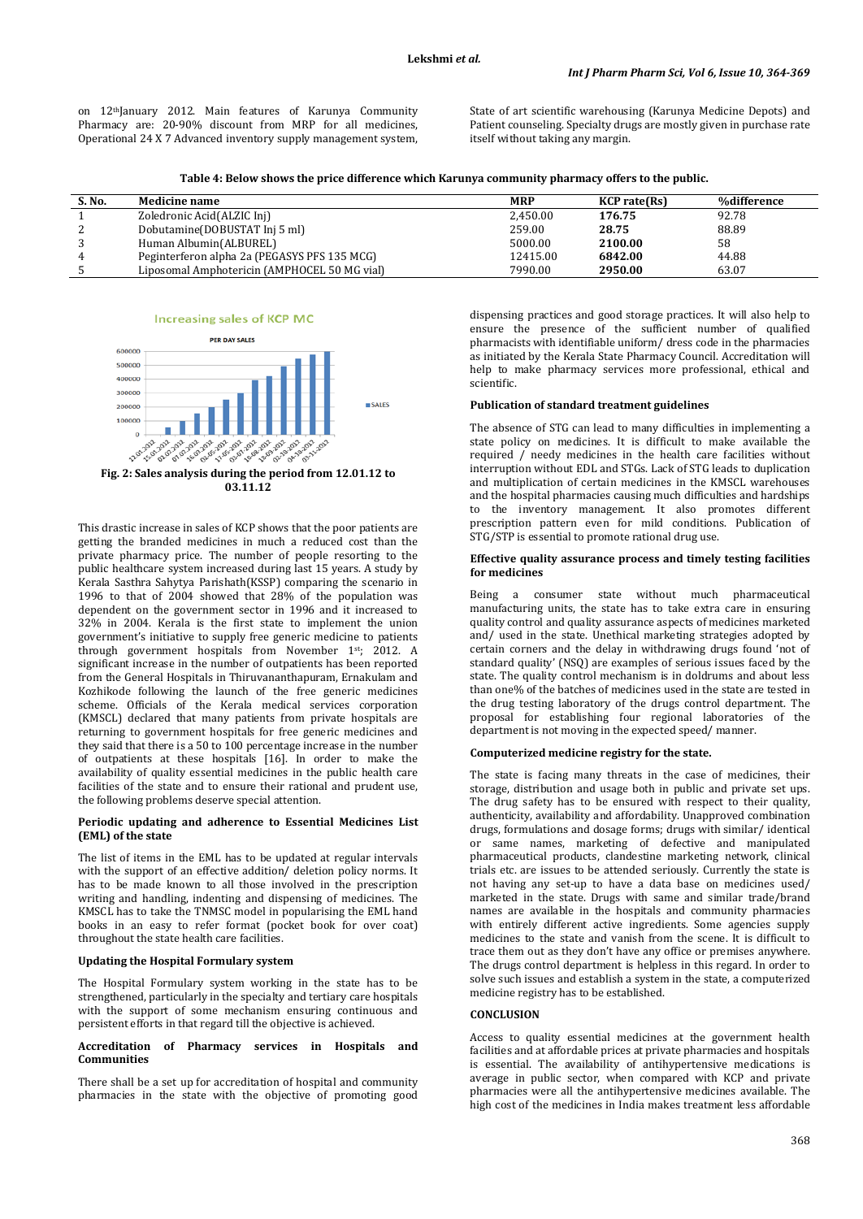on 12th January 2012. Main features of Karunya Community Pharmacy are: 20-90% discount from MRP for all medicines, Operational 24 X 7 Advanced inventory supply management system, State of art scientific warehousing (Karunya Medicine Depots) and Patient counseling. Specialty drugs are mostly given in purchase rate itself without taking any margin.

**Table 4: Below shows the price difference which Karunya community pharmacy offers to the public.**

| S. No. | Medicine name | MRP | KCP rate(Rs) | %difference |
|---|---|---|---|---|
| 1 | Zoledronic Acid(ALZIC Inj) | 2,450.00 | **176.75** | 92.78 |
| 2 | Dobutamine(DOBUSTAT Inj 5 ml) | 259.00 | **28.75** | 88.89 |
| 3 | Human Albumin(ALBUREL) | 5000.00 | **2100.00** | 58 |
| 4 | Peginterferon alpha 2a (PEGASYS PFS 135 MCG) | 12415.00 | **6842.00** | 44.88 |
| 5 | Liposomal Amphotericin (AMPHOCEL 50 MG vial) | 7990.00 | **2950.00** | 63.07 |

**Fig. 2: Sales analysis during the period from 12.01.12 to 03.11.12**

This drastic increase in sales of KCP shows that the poor patients are getting the branded medicines in much a reduced cost than the private pharmacy price. The number of people resorting to the public healthcare system increased during last 15 years. A study by Kerala Sasthra Sahytya Parishath(KSSP) comparing the scenario in 1996 to that of 2004 showed that 28% of the population was dependent on the government sector in 1996 and it increased to 32% in 2004. Kerala is the first state to implement the union government's initiative to supply free generic medicine to patients through government hospitals from November 1st, 2012. A significant increase in the number of outpatients has been reported from the General Hospitals in Thiruvananthapuram, Ernakulam and Kozhikode following the launch of the free generic medicines scheme. Officials of the Kerala medical services corporation (KMSCL) declared that many patients from private hospitals are returning to government hospitals for free generic medicines and they said that there is a 50 to 100 percentage increase in the number of outpatients at these hospitals [16]. In order to make the availability of quality essential medicines in the public health care facilities of the state and to ensure their rational and prudent use, the following problems deserve special attention.

**Periodic updating and adherence to Essential Medicines List (EML) of the state**

The list of items in the EML has to be updated at regular intervals with the support of an effective addition/ deletion policy norms. It has to be made known to all those involved in the prescription writing and handling, indenting and dispensing of medicines. The KMSCL has to take the TNMSC model in popularising the EML hand books in an easy to refer format (pocket book for over coat) throughout the state health care facilities.

**Updating the Hospital Formulary system**

The Hospital Formulary system working in the state has to be strengthened, particularly in the specialty and tertiary care hospitals with the support of some mechanism ensuring continuous and persistent efforts in that regard till the objective is achieved.

**Accreditation of Pharmacy services in Hospitals and Communities**

There shall be a set up for accreditation of hospital and community pharmacies in the state with the objective of promoting good dispensing practices and good storage practices. It will also help to ensure the presence of the sufficient number of qualified pharmacists with identifiable uniform/ dress code in the pharmacies as initiated by the Kerala State Pharmacy Council. Accreditation will help to make pharmacy services more professional, ethical and scientific.

**Publication of standard treatment guidelines**

The absence of STG can lead to many difficulties in implementing a state policy on medicines. It is difficult to make available the required / needy medicines in the health care facilities without interruption without EDL and STGs. Lack of STG leads to duplication and multiplication of certain medicines in the KMSCL warehouses and the hospital pharmacies causing much difficulties and hardships to the inventory management. It also promotes different prescription pattern even for mild conditions. Publication of STG/STP is essential to promote rational drug use.

**Effective quality assurance process and timely testing facilities for medicines**

Being a consumer state without much pharmaceutical manufacturing units, the state has to take extra care in ensuring quality control and quality assurance aspects of medicines marketed and/ used in the state. Unethical marketing strategies adopted by certain corners and the delay in withdrawing drugs found 'not of standard quality' (NSQ) are examples of serious issues faced by the state. The quality control mechanism is in doldrums and about less than one% of the batches of medicines used in the state are tested in the drug testing laboratory of the drugs control department. The proposal for establishing four regional laboratories of the department is not moving in the expected speed/ manner.

**Computerized medicine registry for the state.**

The state is facing many threats in the case of medicines, their storage, distribution and usage both in public and private set ups. The drug safety has to be ensured with respect to their quality, authenticity, availability and affordability. Unapproved combination drugs, formulations and dosage forms; drugs with similar/ identical or same names, marketing of defective and manipulated pharmaceutical products, clandestine marketing network, clinical trials etc. are issues to be attended seriously. Currently the state is not having any set-up to have a data base on medicines used/ marketed in the state. Drugs with same and similar trade/brand names are available in the hospitals and community pharmacies with entirely different active ingredients. Some agencies supply medicines to the state and vanish from the scene. It is difficult to trace them out as they don't have any office or premises anywhere. The drugs control department is helpless in this regard. In order to solve such issues and establish a system in the state, a computerized medicine registry has to be established.

**CONCLUSION**

Access to quality essential medicines at the government health facilities and at affordable prices at private pharmacies and hospitals is essential. The availability of antihypertensive medications is average in public sector, when compared with KCP and private pharmacies were all the antihypertensive medicines available. The high cost of the medicines in India makes treatment less affordable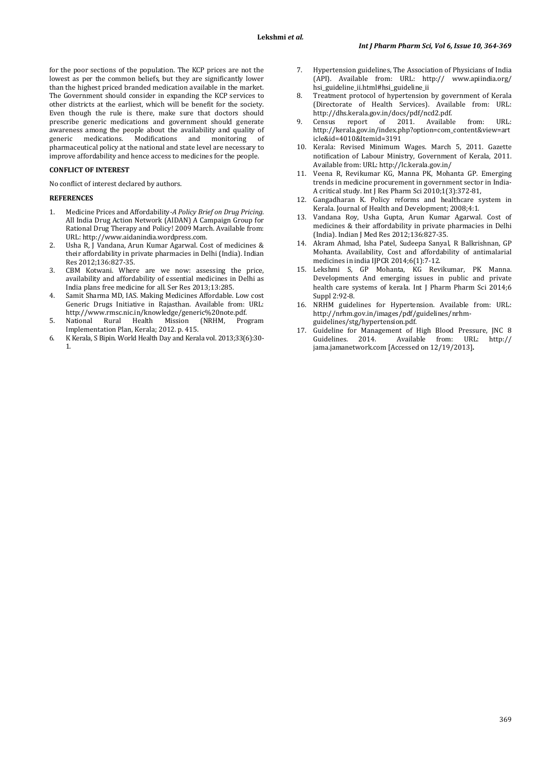for the poor sections of the population. The KCP prices are not the lowest as per the common beliefs, but they are significantly lower than the highest priced branded medication available in the market. The Government should consider in expanding the KCP services to other districts at the earliest, which will be benefit for the society. Even though the rule is there, make sure that doctors should prescribe generic medications and government should generate awareness among the people about the availability and quality of generic medications. Modifications and monitoring of pharmaceutical policy at the national and state level are necessary to improve affordability and hence access to medicines for the people.

## CONFLICT OF INTEREST

No conflict of interest declared by authors.

## REFERENCES

1. Medicine Prices and Affordability-*A Policy Brief on Drug Pricing*. All India Drug Action Network (AIDAN) A Campaign Group for Rational Drug Therapy and Policy! 2009 March. Available from: URL: http://www.aidanindia.wordpress.com.
2. Usha R, J Vandana, Arun Kumar Agarwal. Cost of medicines & their affordability in private pharmacies in Delhi (India). Indian Res 2012;136:827-35.
3. CBM Kotwani. Where are we now: assessing the price, availability and affordability of essential medicines in Delhi as India plans free medicine for all. Ser Res 2013;13:285.
4. Samit Sharma MD, IAS. Making Medicines Affordable. Low cost Generic Drugs Initiative in Rajasthan. Available from: URL: http://www.rmsc.nic.in/knowledge/generic%20note.pdf.
5. National Rural Health Mission (NRHM, Program Implementation Plan, Kerala; 2012. p. 415.
6. K Kerala, S Bipin. World Health Day and Kerala vol. 2013;33(6):30-1.
7. Hypertension guidelines, The Association of Physicians of India (API). Available from: URL: http:// www.apiindia.org/ hsi_guideline_ii.html#hsi_guideline_ii
8. Treatment protocol of hypertension by government of Kerala (Directorate of Health Services). Available from: URL: http://dhs.kerala.gov.in/docs/pdf/ncd2.pdf.
9. Census report of 2011. Available from: URL: http://kerala.gov.in/index.php?option=com_content&view=article&id=4010&Itemid=3191
10. Kerala: Revised Minimum Wages. March 5, 2011. Gazette notification of Labour Ministry, Government of Kerala, 2011. Available from: URL: http://lc.kerala.gov.in/
11. Veena R, Revikumar KG, Manna PK, Mohanta GP. Emerging trends in medicine procurement in government sector in India-A critical study. Int J Res Pharm Sci 2010;1(3):372-81,
12. Gangadharan K. Policy reforms and healthcare system in Kerala. Journal of Health and Development; 2008;4:1.
13. Vandana Roy, Usha Gupta, Arun Kumar Agarwal. Cost of medicines & their affordability in private pharmacies in Delhi (India). Indian J Med Res 2012;136:827-35.
14. Akram Ahmad, Isha Patel, Sudeepa Sanyal, R Balkrishnan, GP Mohanta. Availability, Cost and affordability of antimalarial medicines in india IJPCR 2014;6(1):7-12.
15. Lekshmi S, GP Mohanta, KG Revikumar, PK Manna. Developments And emerging issues in public and private health care systems of kerala. Int J Pharm Pharm Sci 2014;6 Suppl 2:92-8.
16. NRHM guidelines for Hypertension. Available from: URL: http://nrhm.gov.in/images/pdf/guidelines/nrhm-guidelines/stg/hypertension.pdf.
17. Guideline for Management of High Blood Pressure, JNC 8 Guidelines. 2014. Available from: URL: http:// jama.jamanetwork.com [Accessed on 12/19/2013].